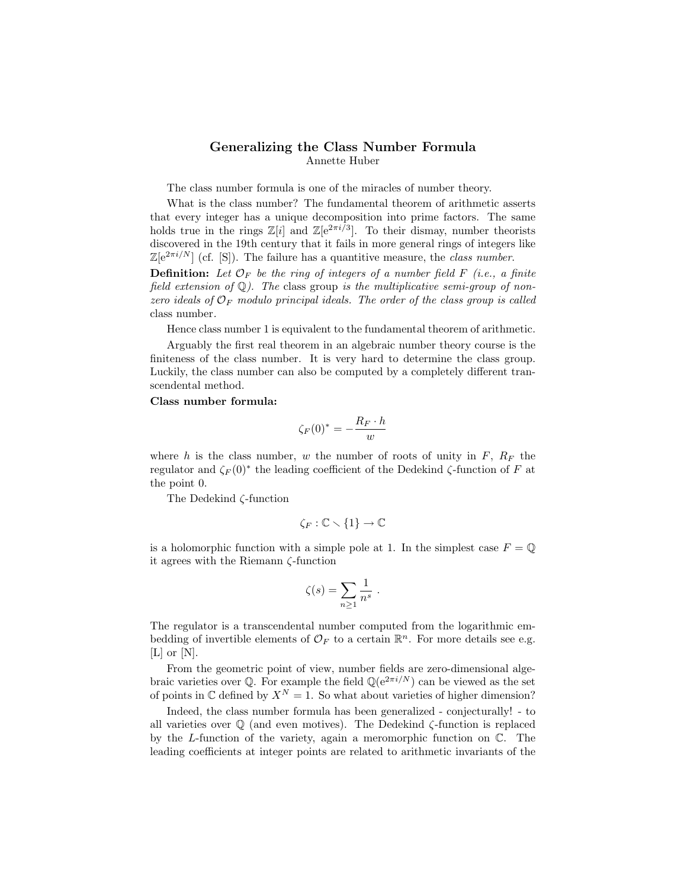# Generalizing the Class Number Formula

Annette Huber

The class number formula is one of the miracles of number theory.

What is the class number? The fundamental theorem of arithmetic asserts that every integer has a unique decomposition into prime factors. The same holds true in the rings $\mathbb{Z}[i]$ and $\mathbb{Z}[e^{2\pi i/3}]$. To their dismay, number theorists discovered in the 19th century that it fails in more general rings of integers like $\mathbb{Z}[e^{2\pi i/N}]$ (cf. [S]). The failure has a quantitive measure, the *class number*.

**Definition:** *Let $\mathcal{O}_F$ be the ring of integers of a number field $F$ (i.e., a finite field extension of $\mathbb{Q}$). The* class group *is the multiplicative semi-group of non-zero ideals of $\mathcal{O}_F$ modulo principal ideals. The order of the class group is called* class number.

Hence class number 1 is equivalent to the fundamental theorem of arithmetic.

Arguably the first real theorem in an algebraic number theory course is the finiteness of the class number. It is very hard to determine the class group. Luckily, the class number can also be computed by a completely different transcendental method.

**Class number formula:**

$$\zeta_F(0)^* = -\frac{R_F \cdot h}{w}$$

where $h$ is the class number, $w$ the number of roots of unity in $F$, $R_F$ the regulator and $\zeta_F(0)^*$ the leading coefficient of the Dedekind $\zeta$-function of $F$ at the point 0.

The Dedekind $\zeta$-function

$$\zeta_F : \mathbb{C} \smallsetminus \{1\} \to \mathbb{C}$$

is a holomorphic function with a simple pole at 1. In the simplest case $F = \mathbb{Q}$ it agrees with the Riemann $\zeta$-function

$$\zeta(s) = \sum_{n \geq 1} \frac{1}{n^s} \ .$$

The regulator is a transcendental number computed from the logarithmic embedding of invertible elements of $\mathcal{O}_F$ to a certain $\mathbb{R}^n$. For more details see e.g. [L] or [N].

From the geometric point of view, number fields are zero-dimensional algebraic varieties over $\mathbb{Q}$. For example the field $\mathbb{Q}(e^{2\pi i/N})$ can be viewed as the set of points in $\mathbb{C}$ defined by $X^N = 1$. So what about varieties of higher dimension?

Indeed, the class number formula has been generalized - conjecturally! - to all varieties over $\mathbb{Q}$ (and even motives). The Dedekind $\zeta$-function is replaced by the $L$-function of the variety, again a meromorphic function on $\mathbb{C}$. The leading coefficients at integer points are related to arithmetic invariants of the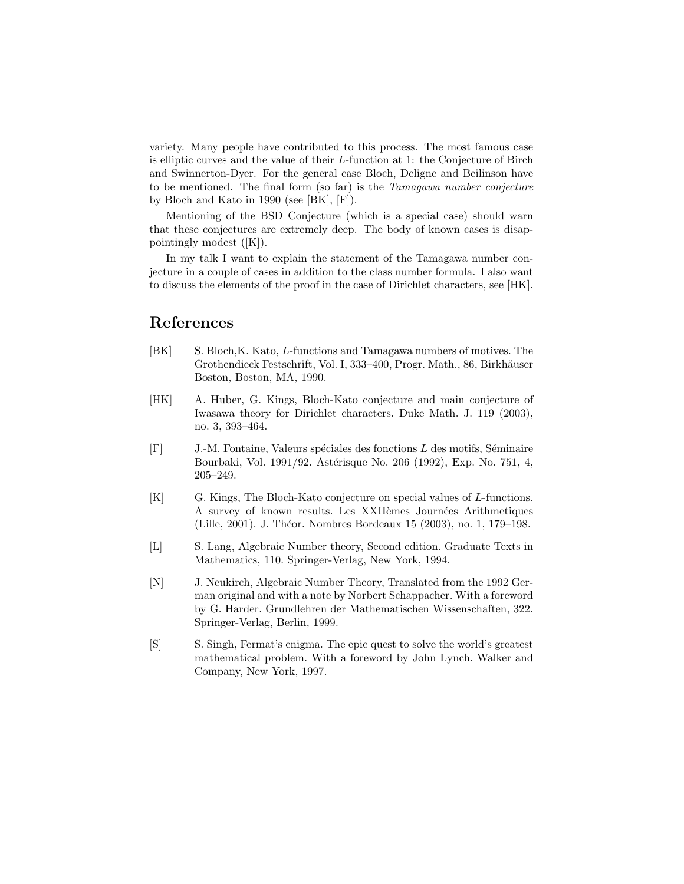variety. Many people have contributed to this process. The most famous case is elliptic curves and the value of their $L$-function at 1: the Conjecture of Birch and Swinnerton-Dyer. For the general case Bloch, Deligne and Beilinson have to be mentioned. The final form (so far) is the *Tamagawa number conjecture* by Bloch and Kato in 1990 (see [BK], [F]).

Mentioning of the BSD Conjecture (which is a special case) should warn that these conjectures are extremely deep. The body of known cases is disappointingly modest ([K]).

In my talk I want to explain the statement of the Tamagawa number conjecture in a couple of cases in addition to the class number formula. I also want to discuss the elements of the proof in the case of Dirichlet characters, see [HK].

## References

[BK] S. Bloch,K. Kato, $L$-functions and Tamagawa numbers of motives. The Grothendieck Festschrift, Vol. I, 333–400, Progr. Math., 86, Birkhäuser Boston, Boston, MA, 1990.

[HK] A. Huber, G. Kings, Bloch-Kato conjecture and main conjecture of Iwasawa theory for Dirichlet characters. Duke Math. J. 119 (2003), no. 3, 393–464.

[F] J.-M. Fontaine, Valeurs spéciales des fonctions $L$ des motifs, Séminaire Bourbaki, Vol. 1991/92. Astérisque No. 206 (1992), Exp. No. 751, 4, 205–249.

[K] G. Kings, The Bloch-Kato conjecture on special values of $L$-functions. A survey of known results. Les XXIIèmes Journées Arithmetiques (Lille, 2001). J. Théor. Nombres Bordeaux 15 (2003), no. 1, 179–198.

[L] S. Lang, Algebraic Number theory, Second edition. Graduate Texts in Mathematics, 110. Springer-Verlag, New York, 1994.

[N] J. Neukirch, Algebraic Number Theory, Translated from the 1992 German original and with a note by Norbert Schappacher. With a foreword by G. Harder. Grundlehren der Mathematischen Wissenschaften, 322. Springer-Verlag, Berlin, 1999.

[S] S. Singh, Fermat's enigma. The epic quest to solve the world's greatest mathematical problem. With a foreword by John Lynch. Walker and Company, New York, 1997.